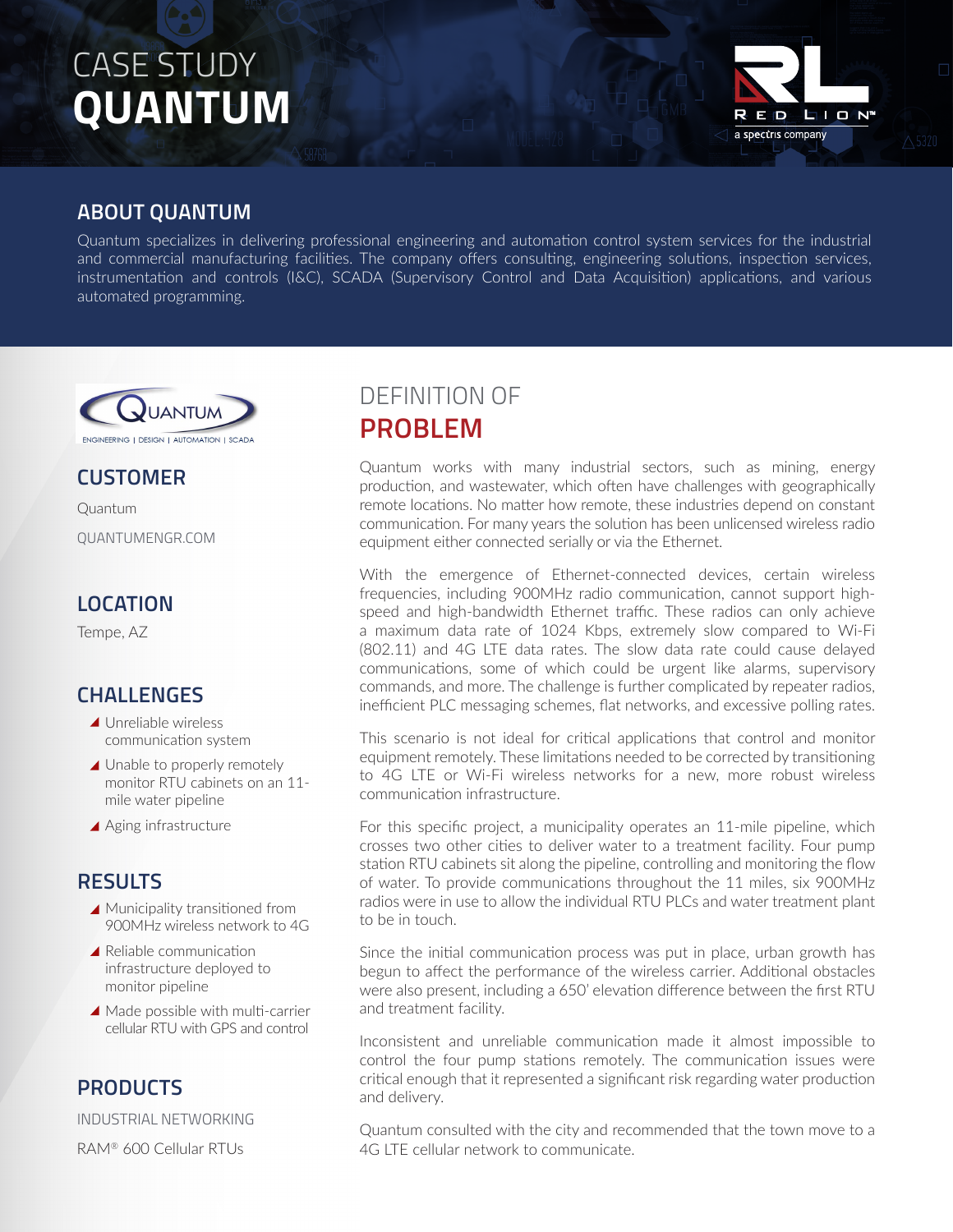# CASE STUDY QUANTUM

RED LION
a spectris company

## ABOUT QUANTUM

Quantum specializes in delivering professional engineering and automation control system services for the industrial and commercial manufacturing facilities. The company offers consulting, engineering solutions, inspection services, instrumentation and controls (I&C), SCADA (Supervisory Control and Data Acquisition) applications, and various automated programming.

QUANTUM
ENGINEERING | DESIGN | AUTOMATION | SCADA

## CUSTOMER

Quantum

QUANTUMENGR.COM

## LOCATION

Tempe, AZ

## CHALLENGES

- Unreliable wireless communication system
- Unable to properly remotely monitor RTU cabinets on an 11-mile water pipeline
- Aging infrastructure

## RESULTS

- Municipality transitioned from 900MHz wireless network to 4G
- Reliable communication infrastructure deployed to monitor pipeline
- Made possible with multi-carrier cellular RTU with GPS and control

## PRODUCTS

INDUSTRIAL NETWORKING

RAM® 600 Cellular RTUs

## DEFINITION OF PROBLEM

Quantum works with many industrial sectors, such as mining, energy production, and wastewater, which often have challenges with geographically remote locations. No matter how remote, these industries depend on constant communication. For many years the solution has been unlicensed wireless radio equipment either connected serially or via the Ethernet.

With the emergence of Ethernet-connected devices, certain wireless frequencies, including 900MHz radio communication, cannot support high-speed and high-bandwidth Ethernet traffic. These radios can only achieve a maximum data rate of 1024 Kbps, extremely slow compared to Wi-Fi (802.11) and 4G LTE data rates. The slow data rate could cause delayed communications, some of which could be urgent like alarms, supervisory commands, and more. The challenge is further complicated by repeater radios, inefficient PLC messaging schemes, flat networks, and excessive polling rates.

This scenario is not ideal for critical applications that control and monitor equipment remotely. These limitations needed to be corrected by transitioning to 4G LTE or Wi-Fi wireless networks for a new, more robust wireless communication infrastructure.

For this specific project, a municipality operates an 11-mile pipeline, which crosses two other cities to deliver water to a treatment facility. Four pump station RTU cabinets sit along the pipeline, controlling and monitoring the flow of water. To provide communications throughout the 11 miles, six 900MHz radios were in use to allow the individual RTU PLCs and water treatment plant to be in touch.

Since the initial communication process was put in place, urban growth has begun to affect the performance of the wireless carrier. Additional obstacles were also present, including a 650' elevation difference between the first RTU and treatment facility.

Inconsistent and unreliable communication made it almost impossible to control the four pump stations remotely. The communication issues were critical enough that it represented a significant risk regarding water production and delivery.

Quantum consulted with the city and recommended that the town move to a 4G LTE cellular network to communicate.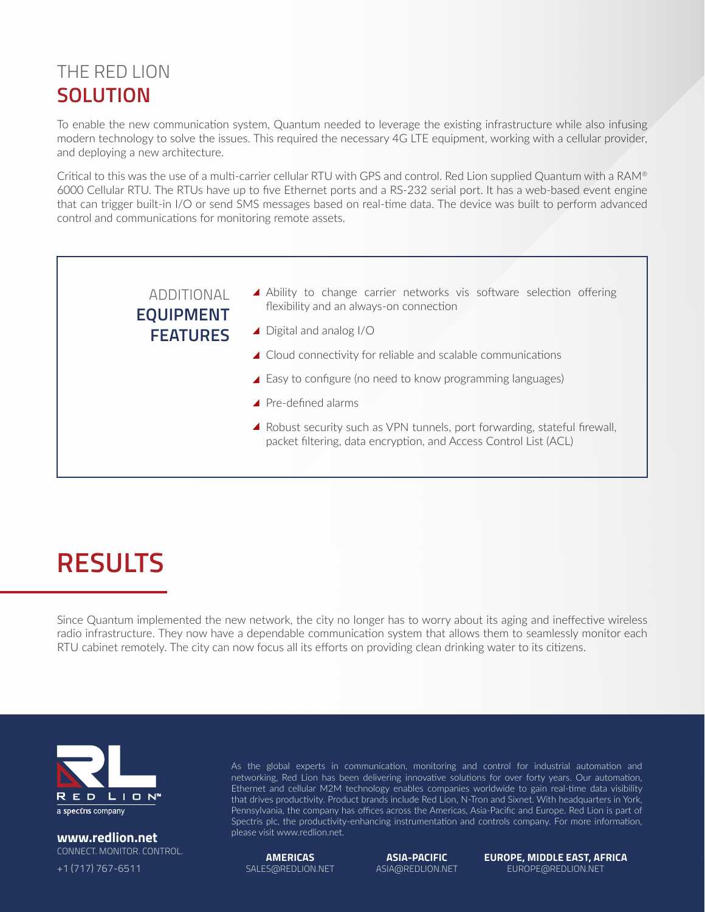## THE RED LION **SOLUTION**

To enable the new communication system, Quantum needed to leverage the existing infrastructure while also infusing modern technology to solve the issues. This required the necessary 4G LTE equipment, working with a cellular provider, and deploying a new architecture.

Critical to this was the use of a multi-carrier cellular RTU with GPS and control. Red Lion supplied Quantum with a RAM® 6000 Cellular RTU. The RTUs have up to five Ethernet ports and a RS-232 serial port. It has a web-based event engine that can trigger built-in I/O or send SMS messages based on real-time data. The device was built to perform advanced control and communications for monitoring remote assets.

### ADDITIONAL **EQUIPMENT FEATURES**

- Ability to change carrier networks vis software selection offering flexibility and an always-on connection
- Digital and analog I/O
- Cloud connectivity for reliable and scalable communications
- Easy to configure (no need to know programming languages)
- Pre-defined alarms
- Robust security such as VPN tunnels, port forwarding, stateful firewall, packet filtering, data encryption, and Access Control List (ACL)

## RESULTS

Since Quantum implemented the new network, the city no longer has to worry about its aging and ineffective wireless radio infrastructure. They now have a dependable communication system that allows them to seamlessly monitor each RTU cabinet remotely. The city can now focus all its efforts on providing clean drinking water to its citizens.

RED LION™
a spectris company

**www.redlion.net**
CONNECT. MONITOR. CONTROL.
+1 (717) 767-6511

As the global experts in communication, monitoring and control for industrial automation and networking, Red Lion has been delivering innovative solutions for over forty years. Our automation, Ethernet and cellular M2M technology enables companies worldwide to gain real-time data visibility that drives productivity. Product brands include Red Lion, N-Tron and Sixnet. With headquarters in York, Pennsylvania, the company has offices across the Americas, Asia-Pacific and Europe. Red Lion is part of Spectris plc, the productivity-enhancing instrumentation and controls company. For more information, please visit www.redlion.net.

**AMERICAS**
SALES@REDLION.NET

**ASIA-PACIFIC**
ASIA@REDLION.NET

**EUROPE, MIDDLE EAST, AFRICA**
EUROPE@REDLION.NET